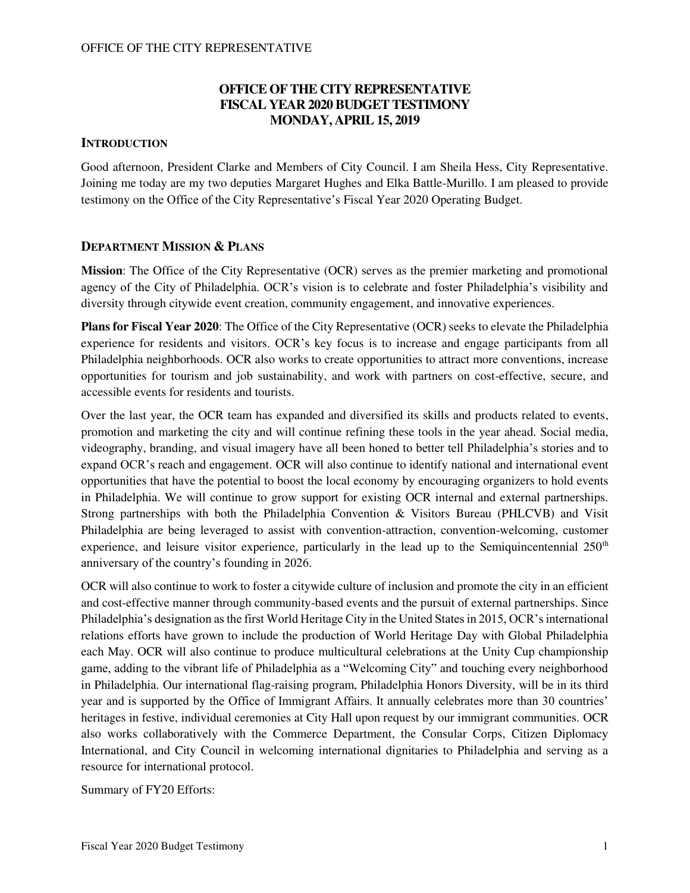# OFFICE OF THE CITY REPRESENTATIVE
# FISCAL YEAR 2020 BUDGET TESTIMONY
# MONDAY, APRIL 15, 2019

## INTRODUCTION

Good afternoon, President Clarke and Members of City Council. I am Sheila Hess, City Representative. Joining me today are my two deputies Margaret Hughes and Elka Battle-Murillo. I am pleased to provide testimony on the Office of the City Representative's Fiscal Year 2020 Operating Budget.

## DEPARTMENT MISSION & PLANS

**Mission**: The Office of the City Representative (OCR) serves as the premier marketing and promotional agency of the City of Philadelphia. OCR's vision is to celebrate and foster Philadelphia's visibility and diversity through citywide event creation, community engagement, and innovative experiences.

**Plans for Fiscal Year 2020**: The Office of the City Representative (OCR) seeks to elevate the Philadelphia experience for residents and visitors. OCR's key focus is to increase and engage participants from all Philadelphia neighborhoods. OCR also works to create opportunities to attract more conventions, increase opportunities for tourism and job sustainability, and work with partners on cost-effective, secure, and accessible events for residents and tourists.

Over the last year, the OCR team has expanded and diversified its skills and products related to events, promotion and marketing the city and will continue refining these tools in the year ahead. Social media, videography, branding, and visual imagery have all been honed to better tell Philadelphia's stories and to expand OCR's reach and engagement. OCR will also continue to identify national and international event opportunities that have the potential to boost the local economy by encouraging organizers to hold events in Philadelphia. We will continue to grow support for existing OCR internal and external partnerships. Strong partnerships with both the Philadelphia Convention & Visitors Bureau (PHLCVB) and Visit Philadelphia are being leveraged to assist with convention-attraction, convention-welcoming, customer experience, and leisure visitor experience, particularly in the lead up to the Semiquincentennial 250th anniversary of the country's founding in 2026.

OCR will also continue to work to foster a citywide culture of inclusion and promote the city in an efficient and cost-effective manner through community-based events and the pursuit of external partnerships. Since Philadelphia's designation as the first World Heritage City in the United States in 2015, OCR's international relations efforts have grown to include the production of World Heritage Day with Global Philadelphia each May. OCR will also continue to produce multicultural celebrations at the Unity Cup championship game, adding to the vibrant life of Philadelphia as a "Welcoming City" and touching every neighborhood in Philadelphia. Our international flag-raising program, Philadelphia Honors Diversity, will be in its third year and is supported by the Office of Immigrant Affairs. It annually celebrates more than 30 countries' heritages in festive, individual ceremonies at City Hall upon request by our immigrant communities. OCR also works collaboratively with the Commerce Department, the Consular Corps, Citizen Diplomacy International, and City Council in welcoming international dignitaries to Philadelphia and serving as a resource for international protocol.

Summary of FY20 Efforts: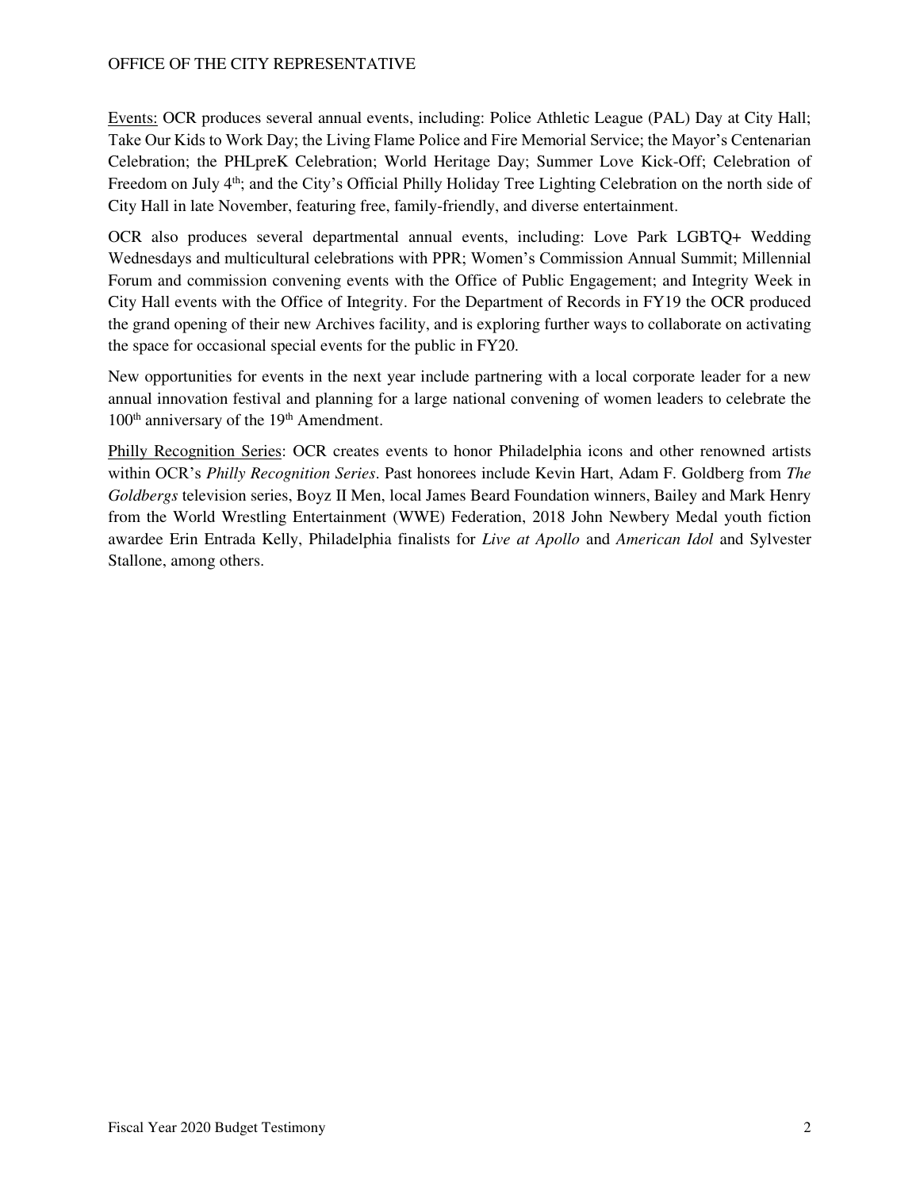Events: OCR produces several annual events, including: Police Athletic League (PAL) Day at City Hall; Take Our Kids to Work Day; the Living Flame Police and Fire Memorial Service; the Mayor's Centenarian Celebration; the PHLpreK Celebration; World Heritage Day; Summer Love Kick-Off; Celebration of Freedom on July 4th; and the City's Official Philly Holiday Tree Lighting Celebration on the north side of City Hall in late November, featuring free, family-friendly, and diverse entertainment.

OCR also produces several departmental annual events, including: Love Park LGBTQ+ Wedding Wednesdays and multicultural celebrations with PPR; Women's Commission Annual Summit; Millennial Forum and commission convening events with the Office of Public Engagement; and Integrity Week in City Hall events with the Office of Integrity. For the Department of Records in FY19 the OCR produced the grand opening of their new Archives facility, and is exploring further ways to collaborate on activating the space for occasional special events for the public in FY20.

New opportunities for events in the next year include partnering with a local corporate leader for a new annual innovation festival and planning for a large national convening of women leaders to celebrate the 100th anniversary of the 19th Amendment.

Philly Recognition Series: OCR creates events to honor Philadelphia icons and other renowned artists within OCR's *Philly Recognition Series*. Past honorees include Kevin Hart, Adam F. Goldberg from *The Goldbergs* television series, Boyz II Men, local James Beard Foundation winners, Bailey and Mark Henry from the World Wrestling Entertainment (WWE) Federation, 2018 John Newbery Medal youth fiction awardee Erin Entrada Kelly, Philadelphia finalists for *Live at Apollo* and *American Idol* and Sylvester Stallone, among others.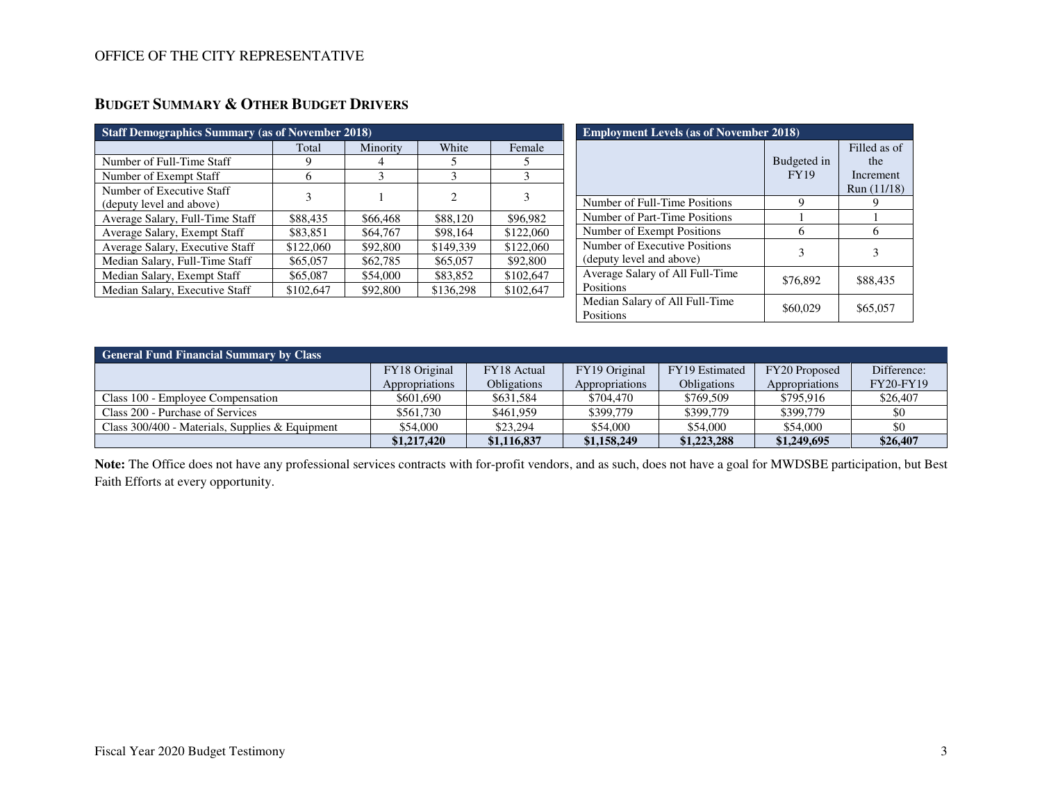OFFICE OF THE CITY REPRESENTATIVE

## BUDGET SUMMARY & OTHER BUDGET DRIVERS

| Staff Demographics Summary (as of November 2018) | | | | |
|---|---|---|---|---|
| | Total | Minority | White | Female |
| Number of Full-Time Staff | 9 | 4 | 5 | 5 |
| Number of Exempt Staff | 6 | 3 | 3 | 3 |
| Number of Executive Staff (deputy level and above) | 3 | 1 | 2 | 3 |
| Average Salary, Full-Time Staff | $88,435 | $66,468 | $88,120 | $96,982 |
| Average Salary, Exempt Staff | $83,851 | $64,767 | $98,164 | $122,060 |
| Average Salary, Executive Staff | $122,060 | $92,800 | $149,339 | $122,060 |
| Median Salary, Full-Time Staff | $65,057 | $62,785 | $65,057 | $92,800 |
| Median Salary, Exempt Staff | $65,087 | $54,000 | $83,852 | $102,647 |
| Median Salary, Executive Staff | $102,647 | $92,800 | $136,298 | $102,647 |

| Employment Levels (as of November 2018) | | |
|---|---|---|
| | Budgeted in FY19 | Filled as of the Increment Run (11/18) |
| Number of Full-Time Positions | 9 | 9 |
| Number of Part-Time Positions | 1 | 1 |
| Number of Exempt Positions | 6 | 6 |
| Number of Executive Positions (deputy level and above) | 3 | 3 |
| Average Salary of All Full-Time Positions | $76,892 | $88,435 |
| Median Salary of All Full-Time Positions | $60,029 | $65,057 |

| General Fund Financial Summary by Class | | | | | | |
|---|---|---|---|---|---|---|
| | FY18 Original Appropriations | FY18 Actual Obligations | FY19 Original Appropriations | FY19 Estimated Obligations | FY20 Proposed Appropriations | Difference: FY20-FY19 |
| Class 100 - Employee Compensation | $601,690 | $631,584 | $704,470 | $769,509 | $795,916 | $26,407 |
| Class 200 - Purchase of Services | $561,730 | $461,959 | $399,779 | $399,779 | $399,779 | $0 |
| Class 300/400 - Materials, Supplies & Equipment | $54,000 | $23,294 | $54,000 | $54,000 | $54,000 | $0 |
| | **$1,217,420** | **$1,116,837** | **$1,158,249** | **$1,223,288** | **$1,249,695** | **$26,407** |

**Note:** The Office does not have any professional services contracts with for-profit vendors, and as such, does not have a goal for MWDSBE participation, but Best Faith Efforts at every opportunity.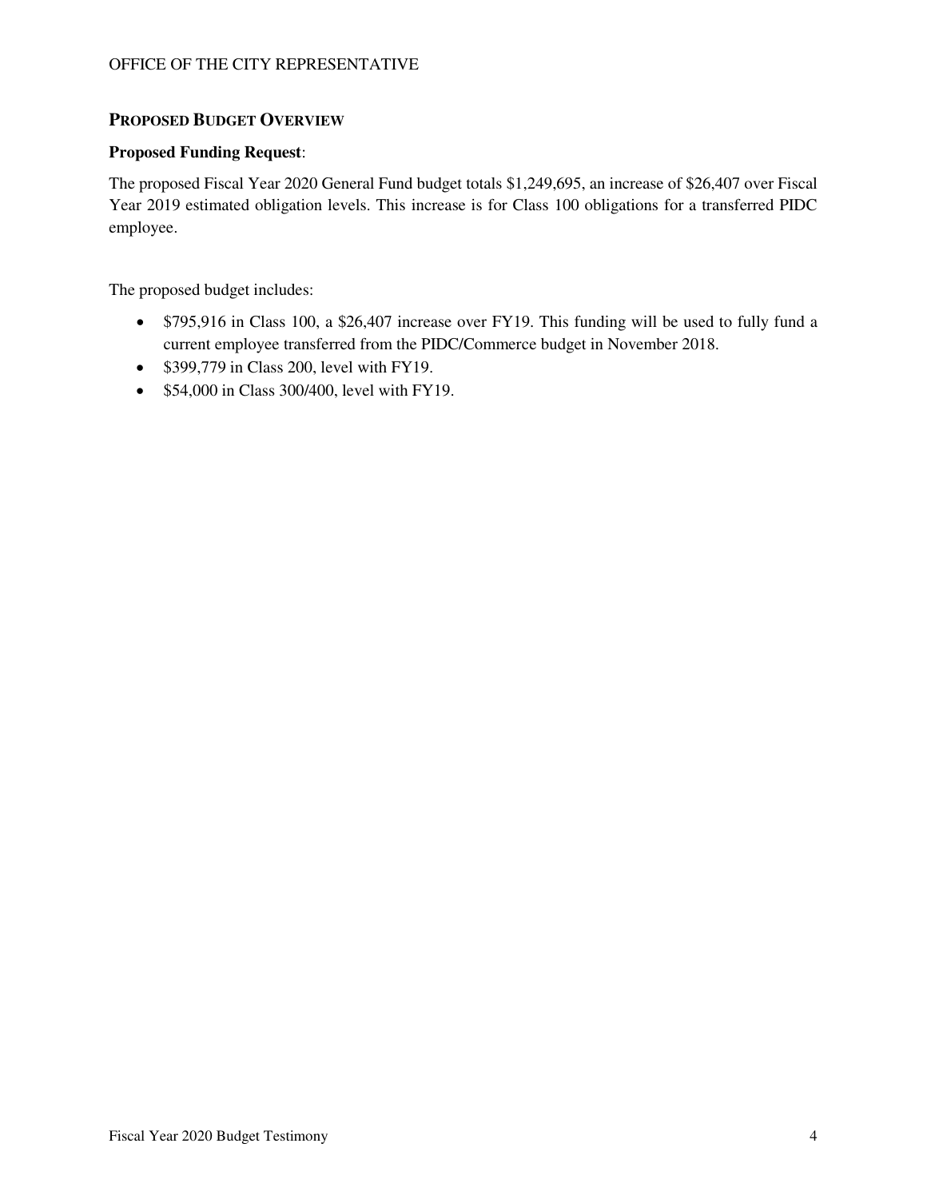## PROPOSED BUDGET OVERVIEW

**Proposed Funding Request**:

The proposed Fiscal Year 2020 General Fund budget totals $1,249,695, an increase of $26,407 over Fiscal Year 2019 estimated obligation levels. This increase is for Class 100 obligations for a transferred PIDC employee.

The proposed budget includes:

- $795,916 in Class 100, a $26,407 increase over FY19. This funding will be used to fully fund a current employee transferred from the PIDC/Commerce budget in November 2018.
- $399,779 in Class 200, level with FY19.
- $54,000 in Class 300/400, level with FY19.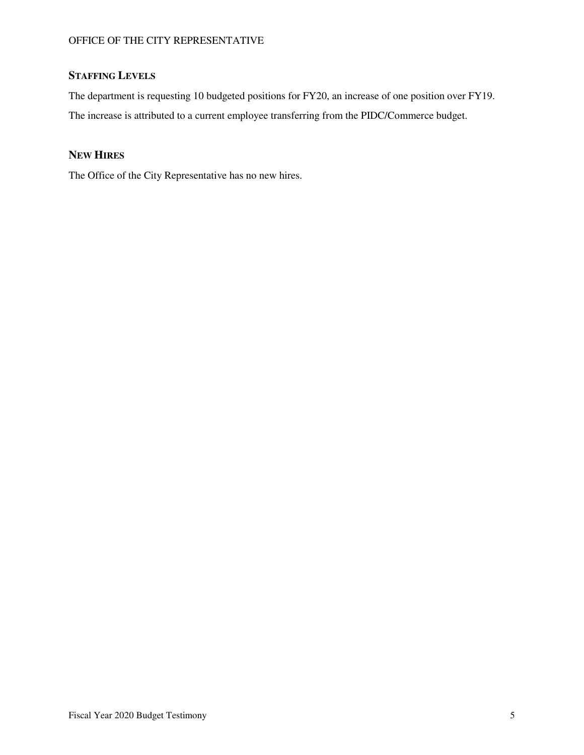## STAFFING LEVELS

The department is requesting 10 budgeted positions for FY20, an increase of one position over FY19. The increase is attributed to a current employee transferring from the PIDC/Commerce budget.

## NEW HIRES

The Office of the City Representative has no new hires.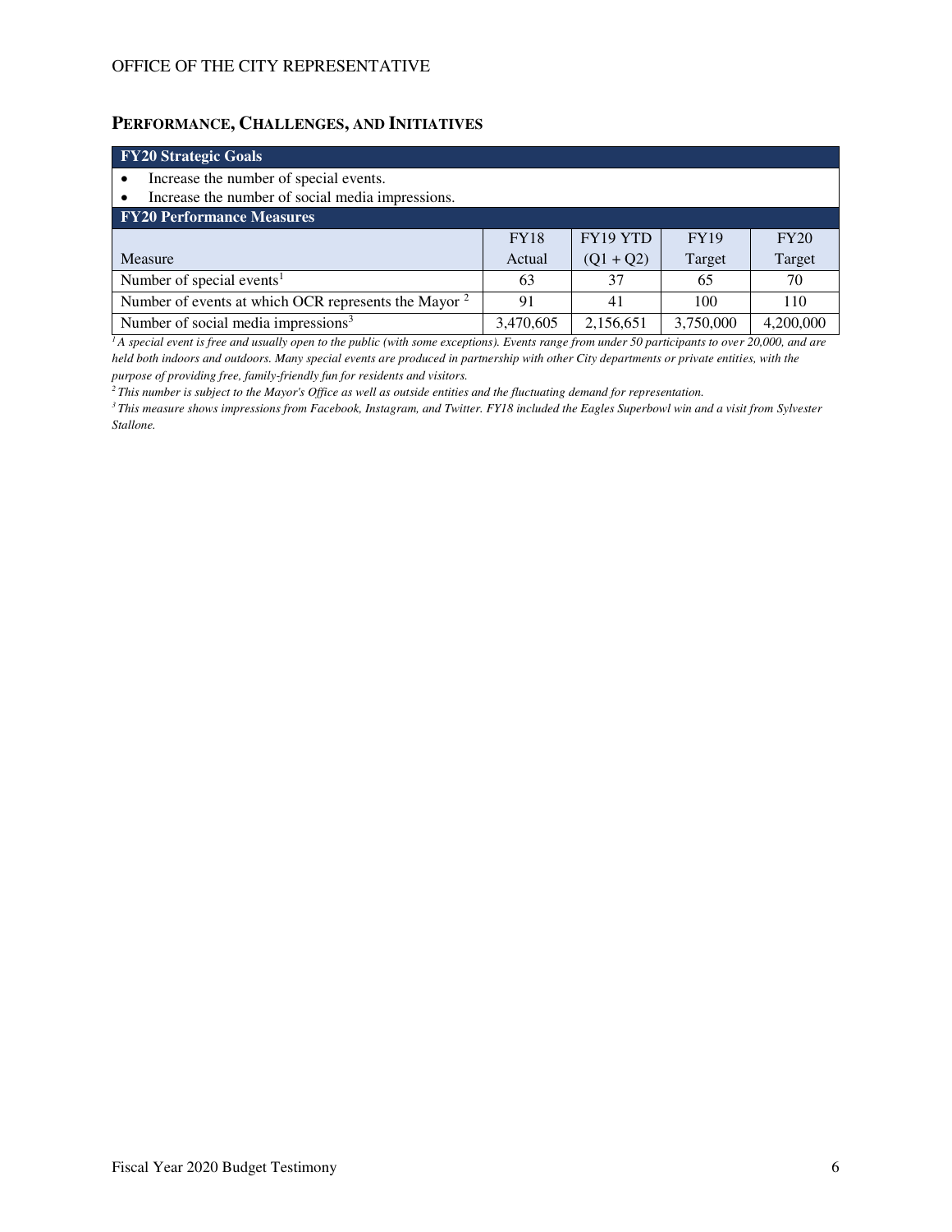## PERFORMANCE, CHALLENGES, AND INITIATIVES

**FY20 Strategic Goals**

- Increase the number of special events.
- Increase the number of social media impressions.

**FY20 Performance Measures**

| Measure | FY18 Actual | FY19 YTD (Q1 + Q2) | FY19 Target | FY20 Target |
|---|---|---|---|---|
| Number of special events[1] | 63 | 37 | 65 | 70 |
| Number of events at which OCR represents the Mayor [2] | 91 | 41 | 100 | 110 |
| Number of social media impressions[3] | 3,470,605 | 2,156,651 | 3,750,000 | 4,200,000 |

*[1] A special event is free and usually open to the public (with some exceptions). Events range from under 50 participants to over 20,000, and are held both indoors and outdoors. Many special events are produced in partnership with other City departments or private entities, with the purpose of providing free, family-friendly fun for residents and visitors.*

*[2] This number is subject to the Mayor's Office as well as outside entities and the fluctuating demand for representation.*

*[3] This measure shows impressions from Facebook, Instagram, and Twitter. FY18 included the Eagles Superbowl win and a visit from Sylvester Stallone.*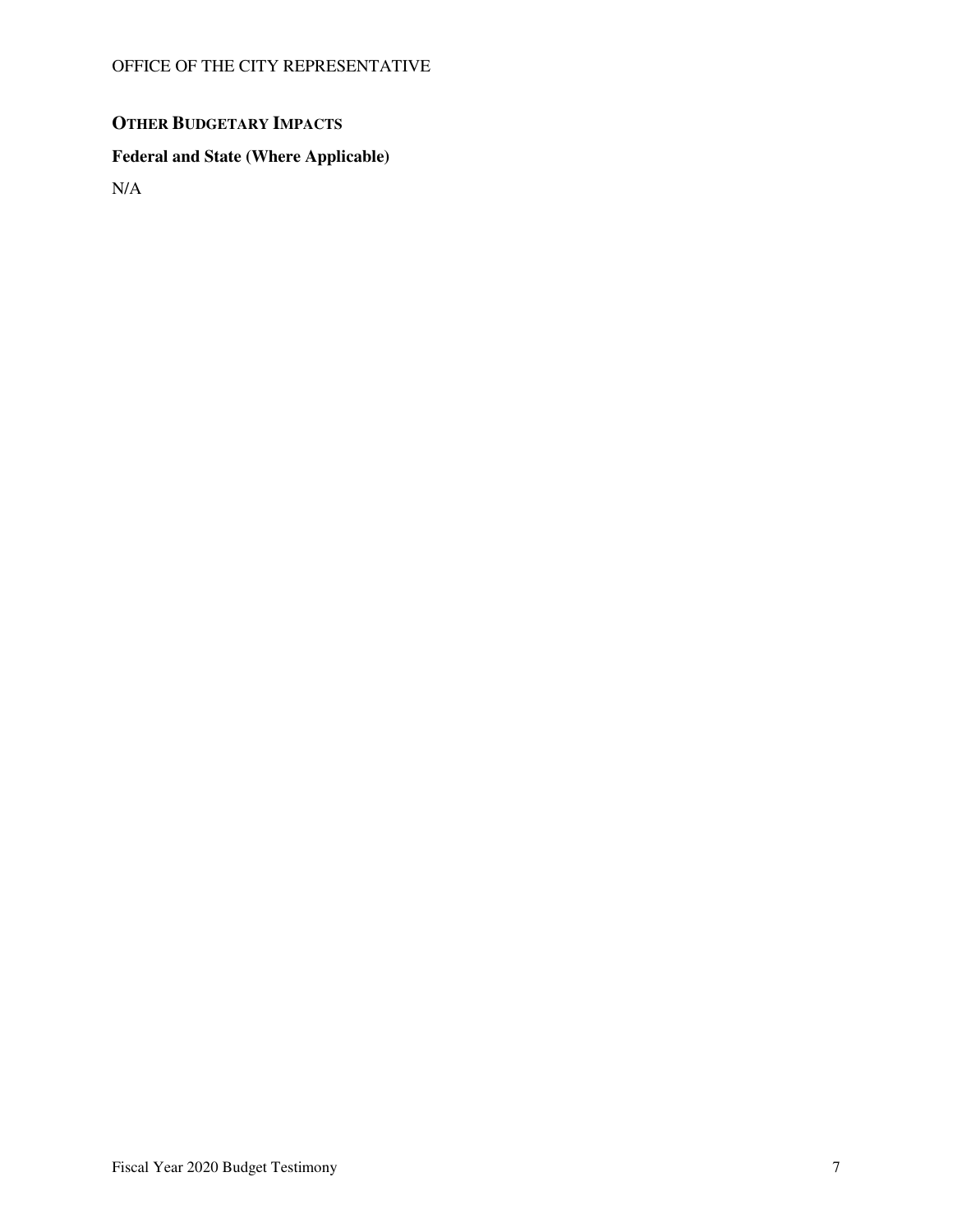## OTHER BUDGETARY IMPACTS

### Federal and State (Where Applicable)

N/A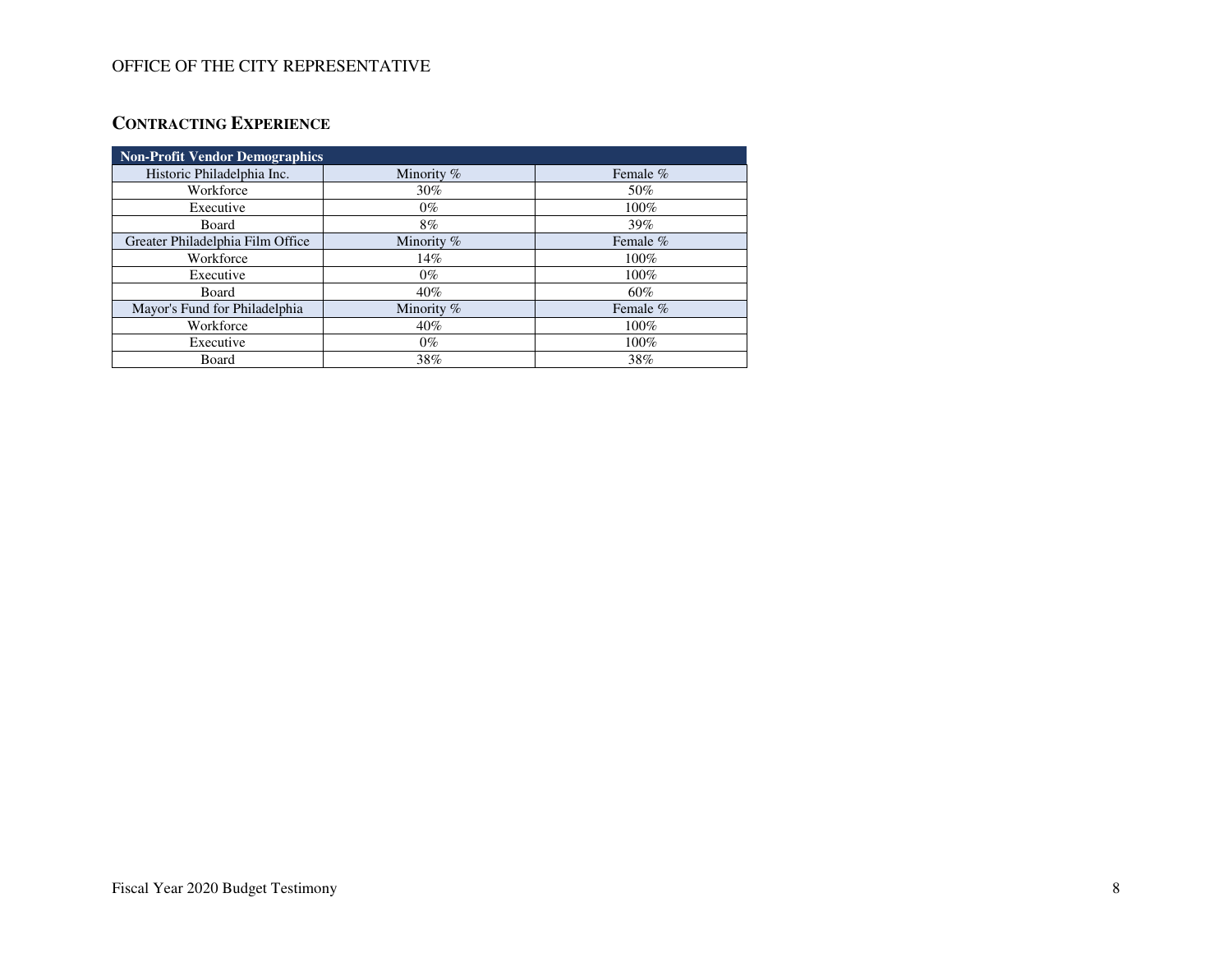OFFICE OF THE CITY REPRESENTATIVE

## CONTRACTING EXPERIENCE

| Non-Profit Vendor Demographics | | |
|---|---|---|
| Historic Philadelphia Inc. | Minority % | Female % |
| Workforce | 30% | 50% |
| Executive | 0% | 100% |
| Board | 8% | 39% |
| Greater Philadelphia Film Office | Minority % | Female % |
| Workforce | 14% | 100% |
| Executive | 0% | 100% |
| Board | 40% | 60% |
| Mayor's Fund for Philadelphia | Minority % | Female % |
| Workforce | 40% | 100% |
| Executive | 0% | 100% |
| Board | 38% | 38% |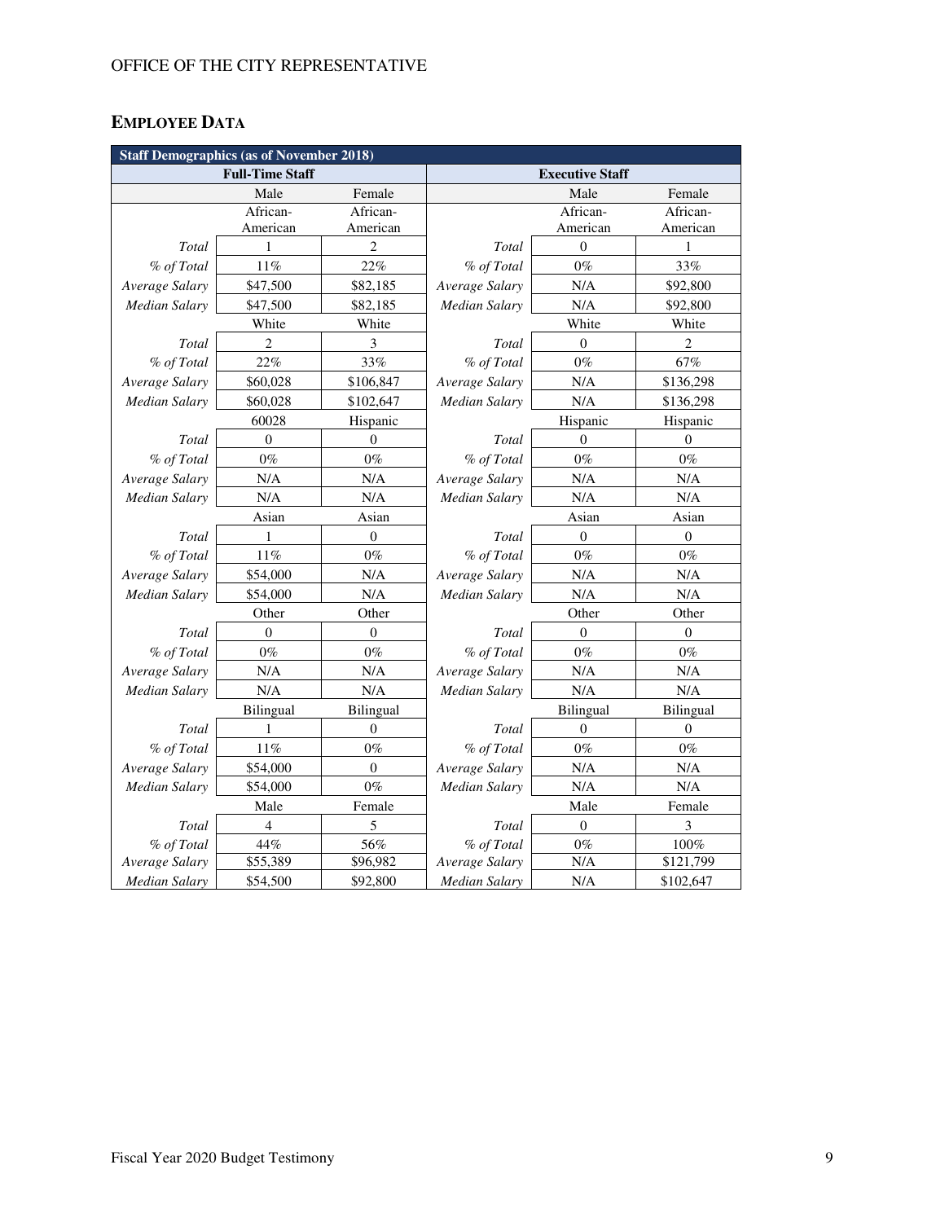OFFICE OF THE CITY REPRESENTATIVE

## EMPLOYEE DATA

| Staff Demographics (as of November 2018) | | | | | |
|---|---|---|---|---|---|
| Full-Time Staff | | | Executive Staff | | |
| | Male | Female | | Male | Female |
| | African-American | African-American | | African-American | African-American |
| *Total* | 1 | 2 | *Total* | 0 | 1 |
| *% of Total* | 11% | 22% | *% of Total* | 0% | 33% |
| *Average Salary* | $47,500 | $82,185 | *Average Salary* | N/A | $92,800 |
| *Median Salary* | $47,500 | $82,185 | *Median Salary* | N/A | $92,800 |
| | White | White | | White | White |
| *Total* | 2 | 3 | *Total* | 0 | 2 |
| *% of Total* | 22% | 33% | *% of Total* | 0% | 67% |
| *Average Salary* | $60,028 | $106,847 | *Average Salary* | N/A | $136,298 |
| *Median Salary* | $60,028 | $102,647 | *Median Salary* | N/A | $136,298 |
| | 60028 | Hispanic | | Hispanic | Hispanic |
| *Total* | 0 | 0 | *Total* | 0 | 0 |
| *% of Total* | 0% | 0% | *% of Total* | 0% | 0% |
| *Average Salary* | N/A | N/A | *Average Salary* | N/A | N/A |
| *Median Salary* | N/A | N/A | *Median Salary* | N/A | N/A |
| | Asian | Asian | | Asian | Asian |
| *Total* | 1 | 0 | *Total* | 0 | 0 |
| *% of Total* | 11% | 0% | *% of Total* | 0% | 0% |
| *Average Salary* | $54,000 | N/A | *Average Salary* | N/A | N/A |
| *Median Salary* | $54,000 | N/A | *Median Salary* | N/A | N/A |
| | Other | Other | | Other | Other |
| *Total* | 0 | 0 | *Total* | 0 | 0 |
| *% of Total* | 0% | 0% | *% of Total* | 0% | 0% |
| *Average Salary* | N/A | N/A | *Average Salary* | N/A | N/A |
| *Median Salary* | N/A | N/A | *Median Salary* | N/A | N/A |
| | Bilingual | Bilingual | | Bilingual | Bilingual |
| *Total* | 1 | 0 | *Total* | 0 | 0 |
| *% of Total* | 11% | 0% | *% of Total* | 0% | 0% |
| *Average Salary* | $54,000 | 0 | *Average Salary* | N/A | N/A |
| *Median Salary* | $54,000 | 0% | *Median Salary* | N/A | N/A |
| | Male | Female | | Male | Female |
| *Total* | 4 | 5 | *Total* | 0 | 3 |
| *% of Total* | 44% | 56% | *% of Total* | 0% | 100% |
| *Average Salary* | $55,389 | $96,982 | *Average Salary* | N/A | $121,799 |
| *Median Salary* | $54,500 | $92,800 | *Median Salary* | N/A | $102,647 |

Fiscal Year 2020 Budget Testimony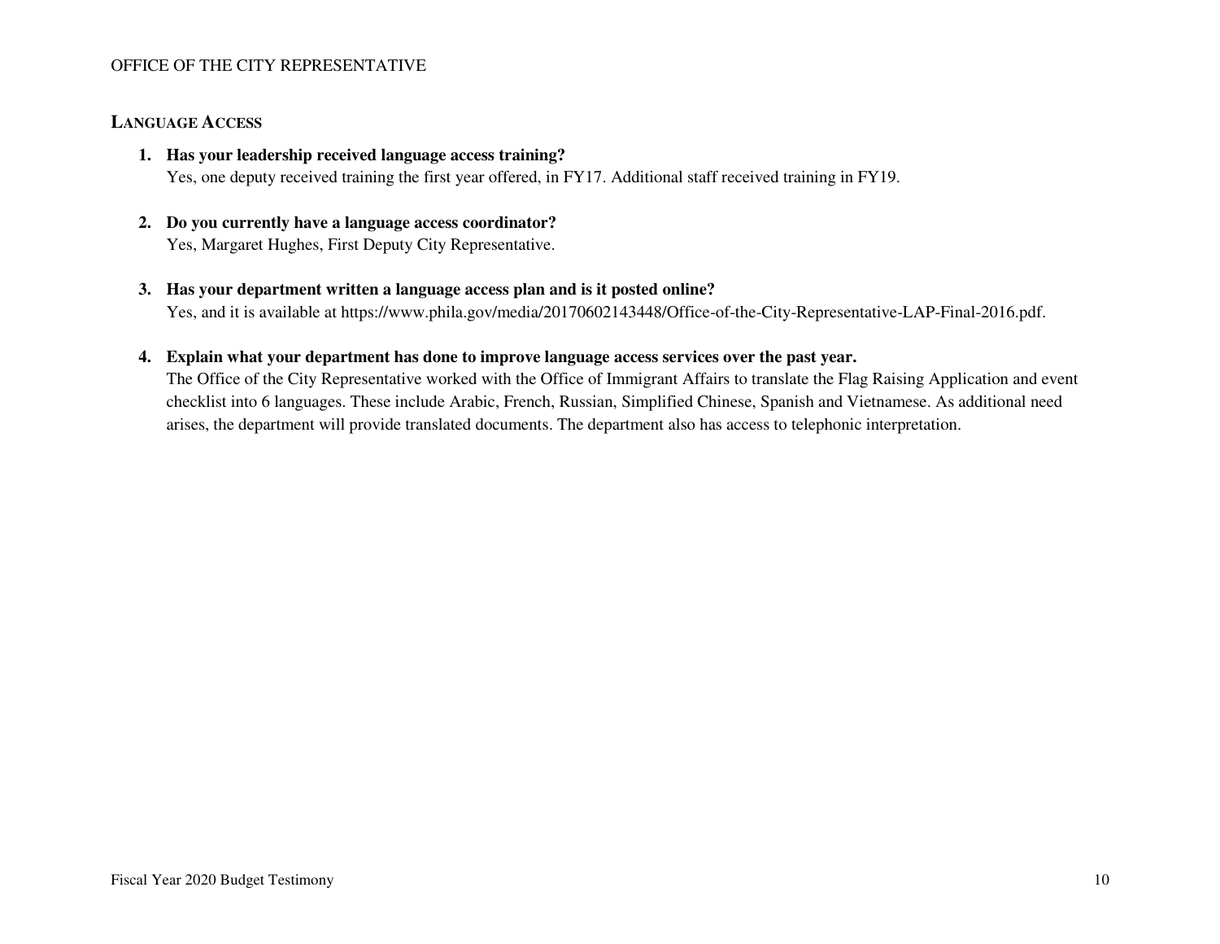## Language Access

1. **Has your leadership received language access training?**
   Yes, one deputy received training the first year offered, in FY17. Additional staff received training in FY19.

2. **Do you currently have a language access coordinator?**
   Yes, Margaret Hughes, First Deputy City Representative.

3. **Has your department written a language access plan and is it posted online?**
   Yes, and it is available at https://www.phila.gov/media/20170602143448/Office-of-the-City-Representative-LAP-Final-2016.pdf.

4. **Explain what your department has done to improve language access services over the past year.**
   The Office of the City Representative worked with the Office of Immigrant Affairs to translate the Flag Raising Application and event checklist into 6 languages. These include Arabic, French, Russian, Simplified Chinese, Spanish and Vietnamese. As additional need arises, the department will provide translated documents. The department also has access to telephonic interpretation.